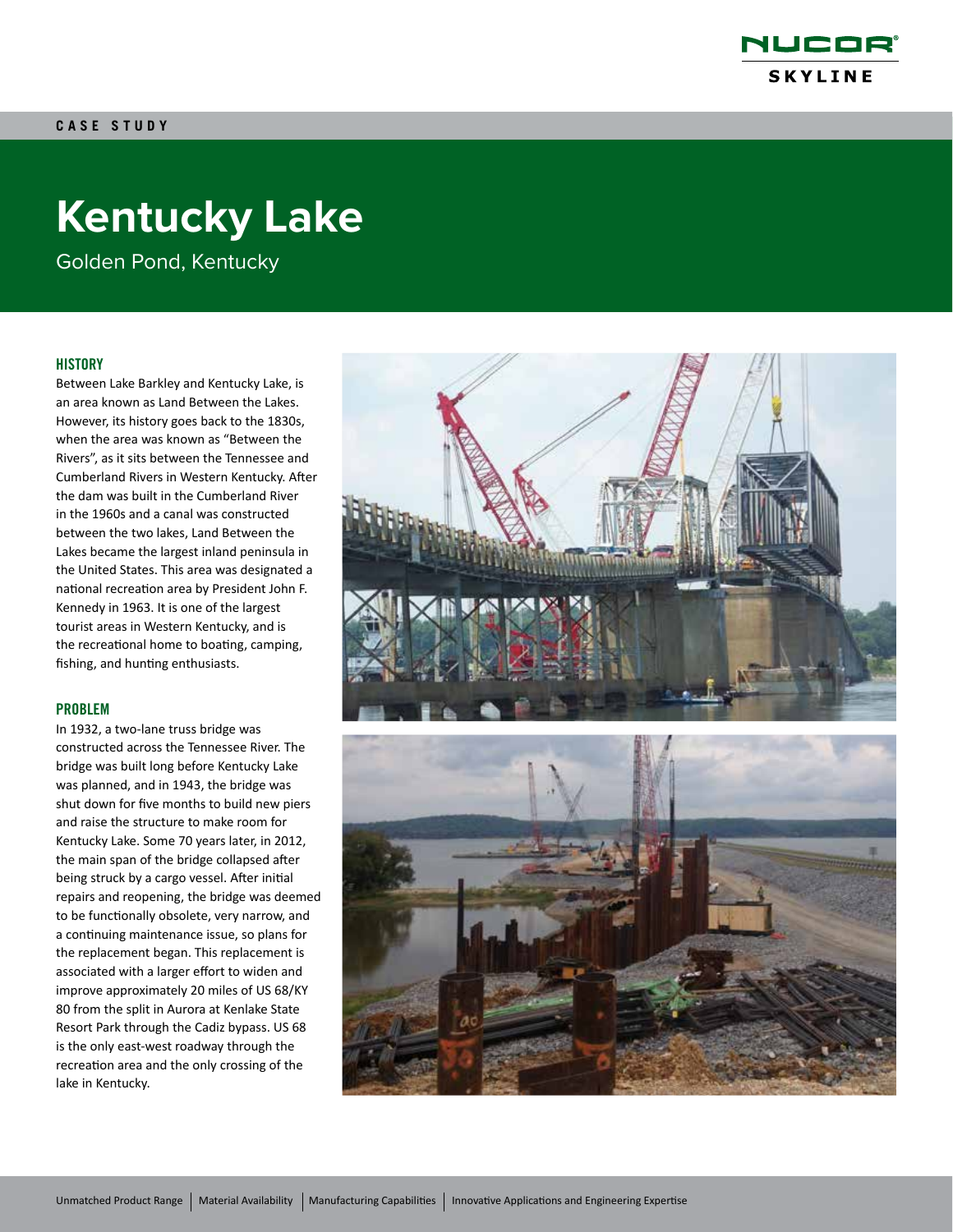CASE STUDY

# Kentucky Lake

Golden Pond, Kentucky

## HISTORY

Between Lake Barkley and Kentucky Lake, is an area known as Land Between the Lakes. However, its history goes back to the 1830s, when the area was known as "Between the Rivers", as it sits between the Tennessee and Cumberland Rivers in Western Kentucky. After the dam was built in the Cumberland River in the 1960s and a canal was constructed between the two lakes, Land Between the Lakes became the largest inland peninsula in the United States. This area was designated a national recreation area by President John F. Kennedy in 1963. It is one of the largest tourist areas in Western Kentucky, and is the recreational home to boating, camping, fishing, and hunting enthusiasts.

## PROBLEM

In 1932, a two-lane truss bridge was constructed across the Tennessee River. The bridge was built long before Kentucky Lake was planned, and in 1943, the bridge was shut down for five months to build new piers and raise the structure to make room for Kentucky Lake. Some 70 years later, in 2012, the main span of the bridge collapsed after being struck by a cargo vessel. After initial repairs and reopening, the bridge was deemed to be functionally obsolete, very narrow, and a continuing maintenance issue, so plans for the replacement began. This replacement is associated with a larger effort to widen and improve approximately 20 miles of US 68/KY 80 from the split in Aurora at Kenlake State Resort Park through the Cadiz bypass. US 68 is the only east-west roadway through the recreation area and the only crossing of the lake in Kentucky.

Unmatched Product Range | Material Availability | Manufacturing Capabilities | Innovative Applications and Engineering Expertise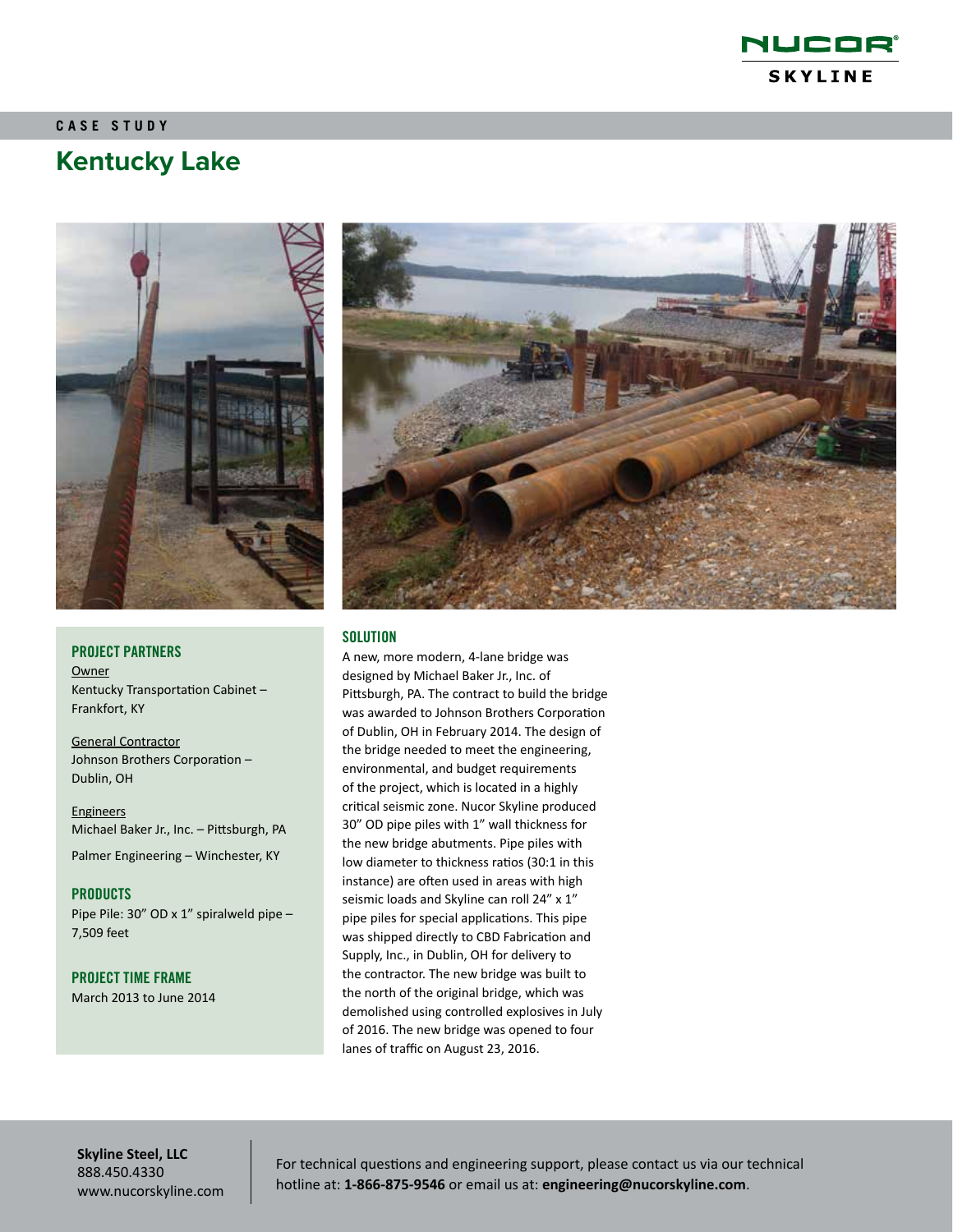CASE STUDY

# Kentucky Lake

## PROJECT PARTNERS

Owner
Kentucky Transportation Cabinet – Frankfort, KY

General Contractor
Johnson Brothers Corporation – Dublin, OH

Engineers
Michael Baker Jr., Inc. – Pittsburgh, PA

Palmer Engineering – Winchester, KY

## PRODUCTS

Pipe Pile: 30" OD x 1" spiralweld pipe – 7,509 feet

## PROJECT TIME FRAME

March 2013 to June 2014

## SOLUTION

A new, more modern, 4-lane bridge was designed by Michael Baker Jr., Inc. of Pittsburgh, PA. The contract to build the bridge was awarded to Johnson Brothers Corporation of Dublin, OH in February 2014. The design of the bridge needed to meet the engineering, environmental, and budget requirements of the project, which is located in a highly critical seismic zone. Nucor Skyline produced 30" OD pipe piles with 1" wall thickness for the new bridge abutments. Pipe piles with low diameter to thickness ratios (30:1 in this instance) are often used in areas with high seismic loads and Skyline can roll 24" x 1" pipe piles for special applications. This pipe was shipped directly to CBD Fabrication and Supply, Inc., in Dublin, OH for delivery to the contractor. The new bridge was built to the north of the original bridge, which was demolished using controlled explosives in July of 2016. The new bridge was opened to four lanes of traffic on August 23, 2016.

**Skyline Steel, LLC**
888.450.4330
www.nucorskyline.com

For technical questions and engineering support, please contact us via our technical hotline at: **1-866-875-9546** or email us at: **engineering@nucorskyline.com**.